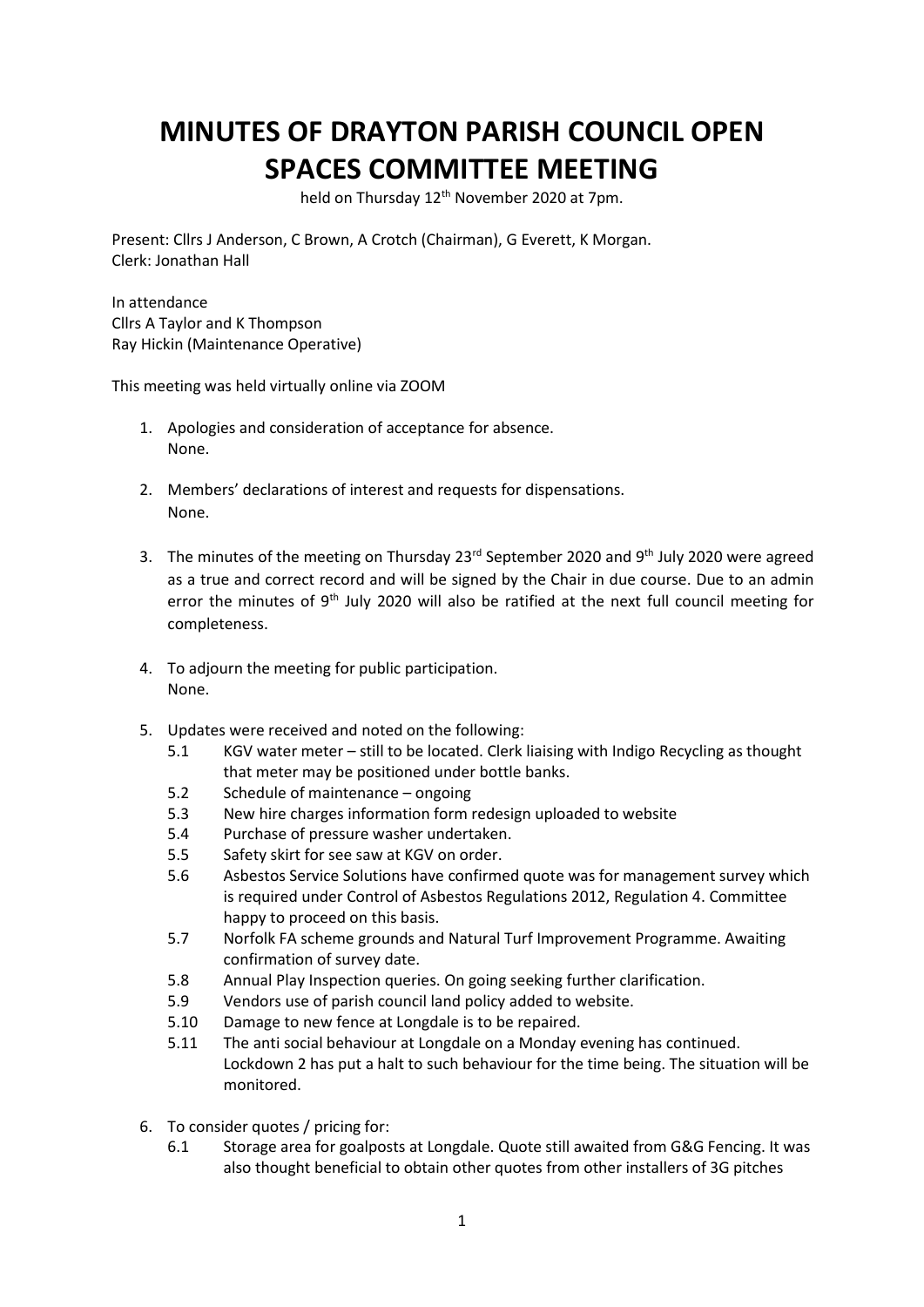# MINUTES OF DRAYTON PARISH COUNCIL OPEN SPACES COMMITTEE MEETING

held on Thursday 12th November 2020 at 7pm.

Present: Cllrs J Anderson, C Brown, A Crotch (Chairman), G Everett, K Morgan.
Clerk: Jonathan Hall

In attendance
Cllrs A Taylor and K Thompson
Ray Hickin (Maintenance Operative)

This meeting was held virtually online via ZOOM

1. Apologies and consideration of acceptance for absence.
   None.

2. Members' declarations of interest and requests for dispensations.
   None.

3. The minutes of the meeting on Thursday 23rd September 2020 and 9th July 2020 were agreed as a true and correct record and will be signed by the Chair in due course. Due to an admin error the minutes of 9th July 2020 will also be ratified at the next full council meeting for completeness.

4. To adjourn the meeting for public participation.
   None.

5. Updates were received and noted on the following:
   - 5.1 KGV water meter – still to be located. Clerk liaising with Indigo Recycling as thought that meter may be positioned under bottle banks.
   - 5.2 Schedule of maintenance – ongoing
   - 5.3 New hire charges information form redesign uploaded to website
   - 5.4 Purchase of pressure washer undertaken.
   - 5.5 Safety skirt for see saw at KGV on order.
   - 5.6 Asbestos Service Solutions have confirmed quote was for management survey which is required under Control of Asbestos Regulations 2012, Regulation 4. Committee happy to proceed on this basis.
   - 5.7 Norfolk FA scheme grounds and Natural Turf Improvement Programme. Awaiting confirmation of survey date.
   - 5.8 Annual Play Inspection queries. On going seeking further clarification.
   - 5.9 Vendors use of parish council land policy added to website.
   - 5.10 Damage to new fence at Longdale is to be repaired.
   - 5.11 The anti social behaviour at Longdale on a Monday evening has continued. Lockdown 2 has put a halt to such behaviour for the time being. The situation will be monitored.

6. To consider quotes / pricing for:
   - 6.1 Storage area for goalposts at Longdale. Quote still awaited from G&G Fencing. It was also thought beneficial to obtain other quotes from other installers of 3G pitches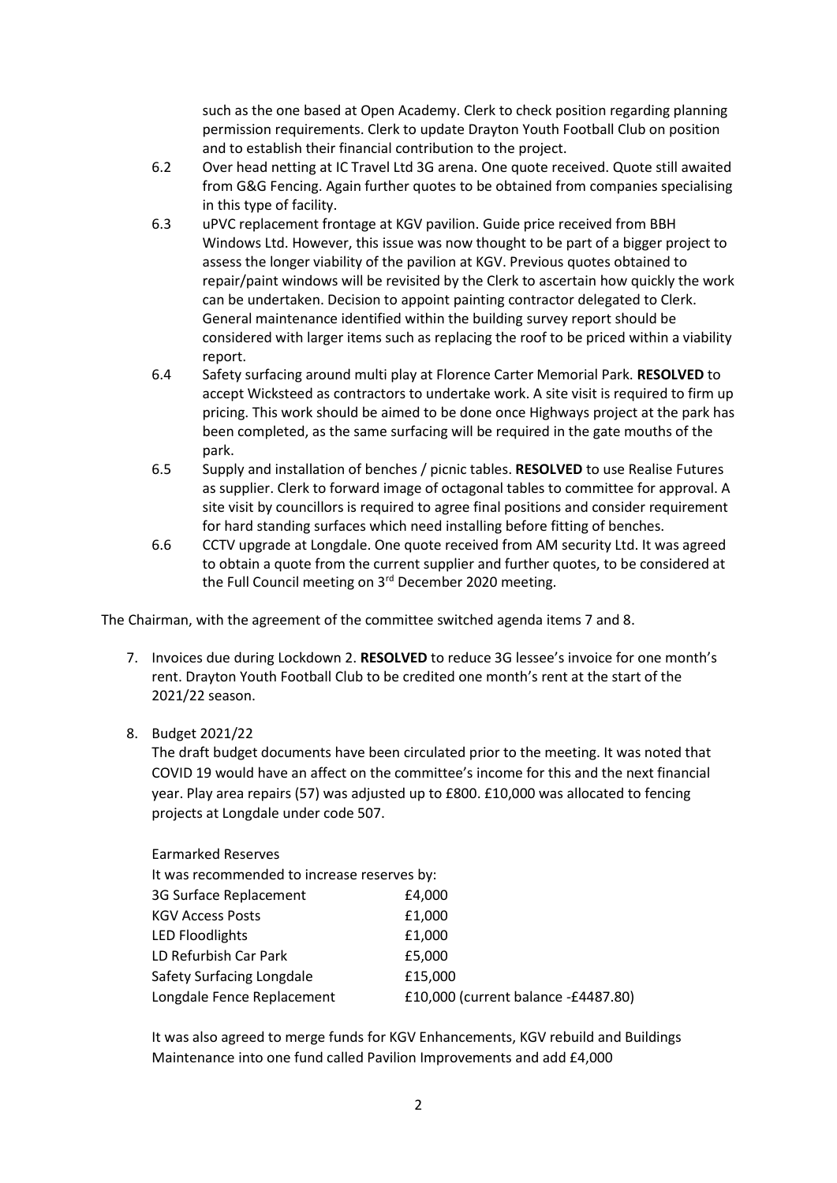such as the one based at Open Academy. Clerk to check position regarding planning permission requirements. Clerk to update Drayton Youth Football Club on position and to establish their financial contribution to the project.

6.2 Over head netting at IC Travel Ltd 3G arena. One quote received. Quote still awaited from G&G Fencing. Again further quotes to be obtained from companies specialising in this type of facility.

6.3 uPVC replacement frontage at KGV pavilion. Guide price received from BBH Windows Ltd. However, this issue was now thought to be part of a bigger project to assess the longer viability of the pavilion at KGV. Previous quotes obtained to repair/paint windows will be revisited by the Clerk to ascertain how quickly the work can be undertaken. Decision to appoint painting contractor delegated to Clerk. General maintenance identified within the building survey report should be considered with larger items such as replacing the roof to be priced within a viability report.

6.4 Safety surfacing around multi play at Florence Carter Memorial Park. **RESOLVED** to accept Wicksteed as contractors to undertake work. A site visit is required to firm up pricing. This work should be aimed to be done once Highways project at the park has been completed, as the same surfacing will be required in the gate mouths of the park.

6.5 Supply and installation of benches / picnic tables. **RESOLVED** to use Realise Futures as supplier. Clerk to forward image of octagonal tables to committee for approval. A site visit by councillors is required to agree final positions and consider requirement for hard standing surfaces which need installing before fitting of benches.

6.6 CCTV upgrade at Longdale. One quote received from AM security Ltd. It was agreed to obtain a quote from the current supplier and further quotes, to be considered at the Full Council meeting on 3rd December 2020 meeting.

The Chairman, with the agreement of the committee switched agenda items 7 and 8.

7. Invoices due during Lockdown 2. **RESOLVED** to reduce 3G lessee's invoice for one month's rent. Drayton Youth Football Club to be credited one month's rent at the start of the 2021/22 season.

8. Budget 2021/22

   The draft budget documents have been circulated prior to the meeting. It was noted that COVID 19 would have an affect on the committee's income for this and the next financial year. Play area repairs (57) was adjusted up to £800. £10,000 was allocated to fencing projects at Longdale under code 507.

   Earmarked Reserves

   It was recommended to increase reserves by:

   | | |
   |---|---|
   | 3G Surface Replacement | £4,000 |
   | KGV Access Posts | £1,000 |
   | LED Floodlights | £1,000 |
   | LD Refurbish Car Park | £5,000 |
   | Safety Surfacing Longdale | £15,000 |
   | Longdale Fence Replacement | £10,000 (current balance -£4487.80) |

   It was also agreed to merge funds for KGV Enhancements, KGV rebuild and Buildings Maintenance into one fund called Pavilion Improvements and add £4,000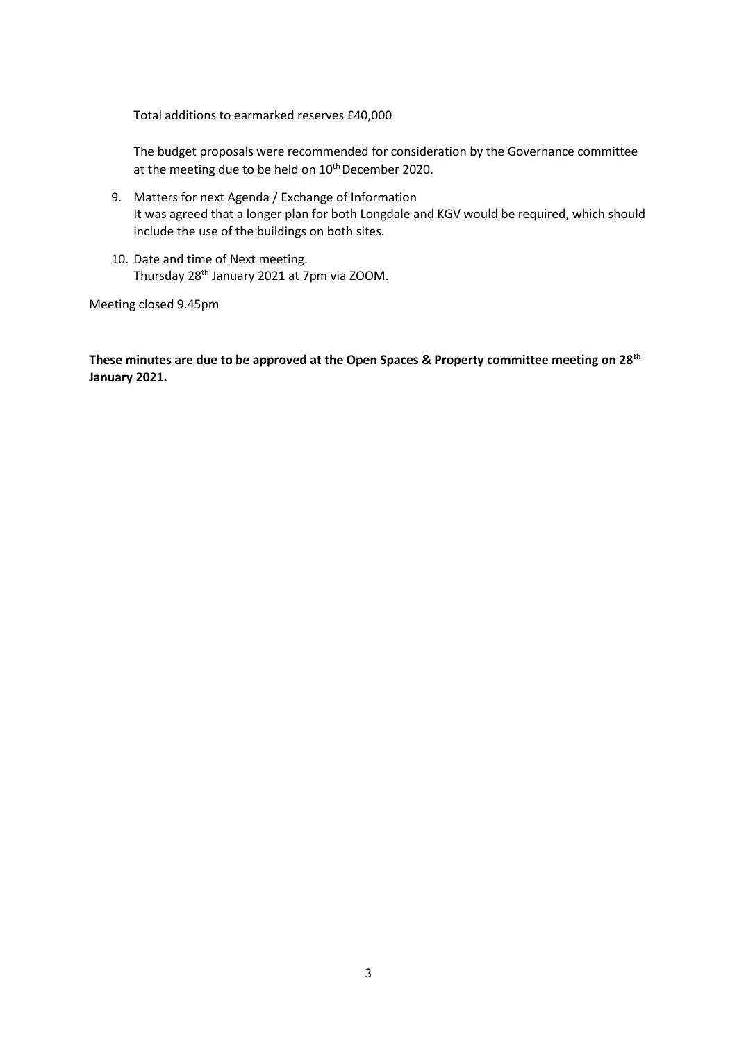Total additions to earmarked reserves £40,000

The budget proposals were recommended for consideration by the Governance committee at the meeting due to be held on 10th December 2020.

9. Matters for next Agenda / Exchange of Information
   It was agreed that a longer plan for both Longdale and KGV would be required, which should include the use of the buildings on both sites.

10. Date and time of Next meeting.
    Thursday 28th January 2021 at 7pm via ZOOM.

Meeting closed 9.45pm

**These minutes are due to be approved at the Open Spaces & Property committee meeting on 28th January 2021.**